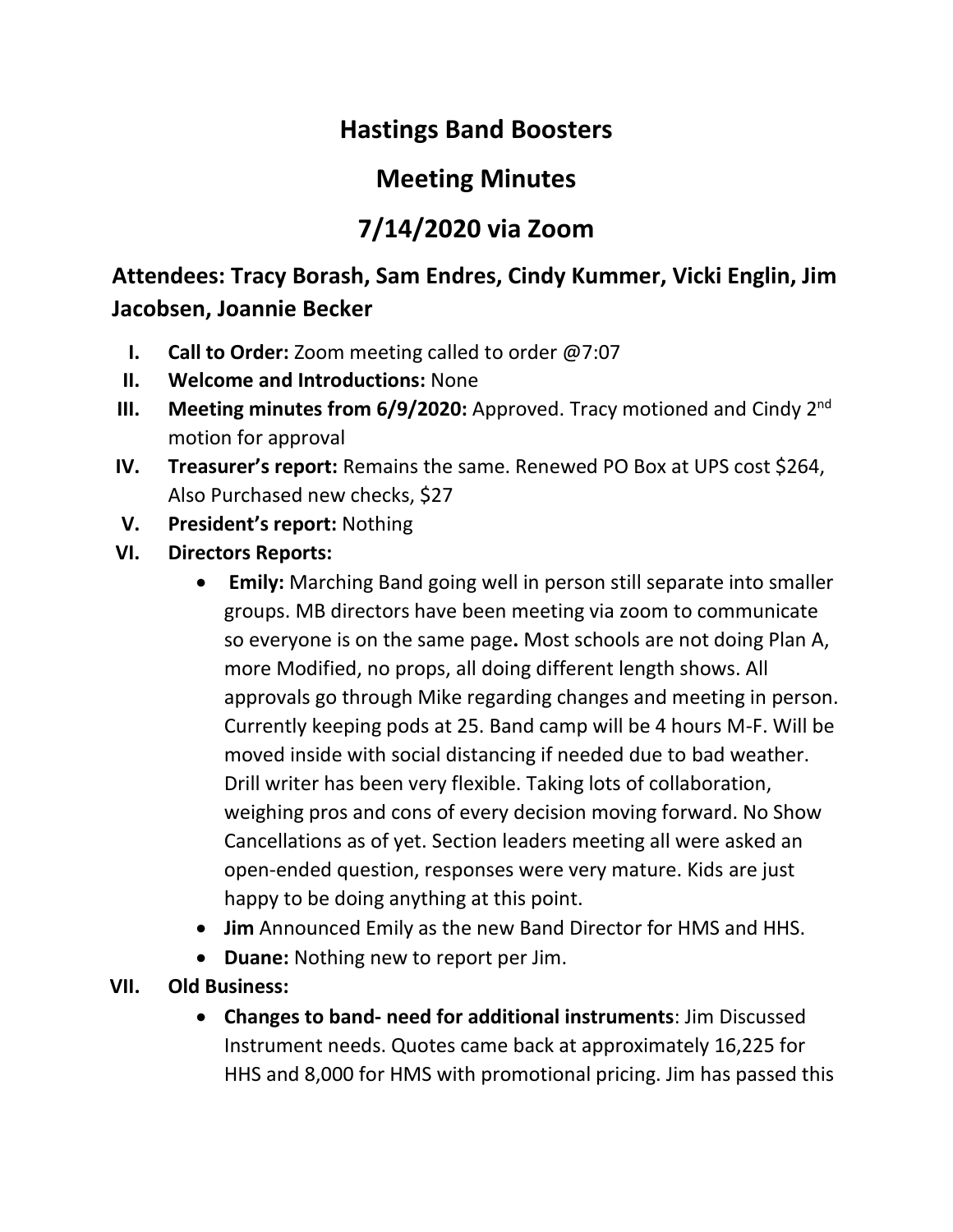# Hastings Band Boosters

# Meeting Minutes

# 7/14/2020 via Zoom

## Attendees: Tracy Borash, Sam Endres, Cindy Kummer, Vicki Englin, Jim Jacobsen, Joannie Becker

I. **Call to Order:** Zoom meeting called to order @7:07
II. **Welcome and Introductions:** None
III. **Meeting minutes from 6/9/2020:** Approved. Tracy motioned and Cindy 2nd motion for approval
IV. **Treasurer's report:** Remains the same. Renewed PO Box at UPS cost $264, Also Purchased new checks, $27
V. **President's report:** Nothing
VI. **Directors Reports:**
    - **Emily:** Marching Band going well in person still separate into smaller groups. MB directors have been meeting via zoom to communicate so everyone is on the same page**.** Most schools are not doing Plan A, more Modified, no props, all doing different length shows. All approvals go through Mike regarding changes and meeting in person. Currently keeping pods at 25. Band camp will be 4 hours M-F. Will be moved inside with social distancing if needed due to bad weather. Drill writer has been very flexible. Taking lots of collaboration, weighing pros and cons of every decision moving forward. No Show Cancellations as of yet. Section leaders meeting all were asked an open-ended question, responses were very mature. Kids are just happy to be doing anything at this point.
    - **Jim** Announced Emily as the new Band Director for HMS and HHS.
    - **Duane:** Nothing new to report per Jim.
VII. **Old Business:**
    - **Changes to band- need for additional instruments**: Jim Discussed Instrument needs. Quotes came back at approximately 16,225 for HHS and 8,000 for HMS with promotional pricing. Jim has passed this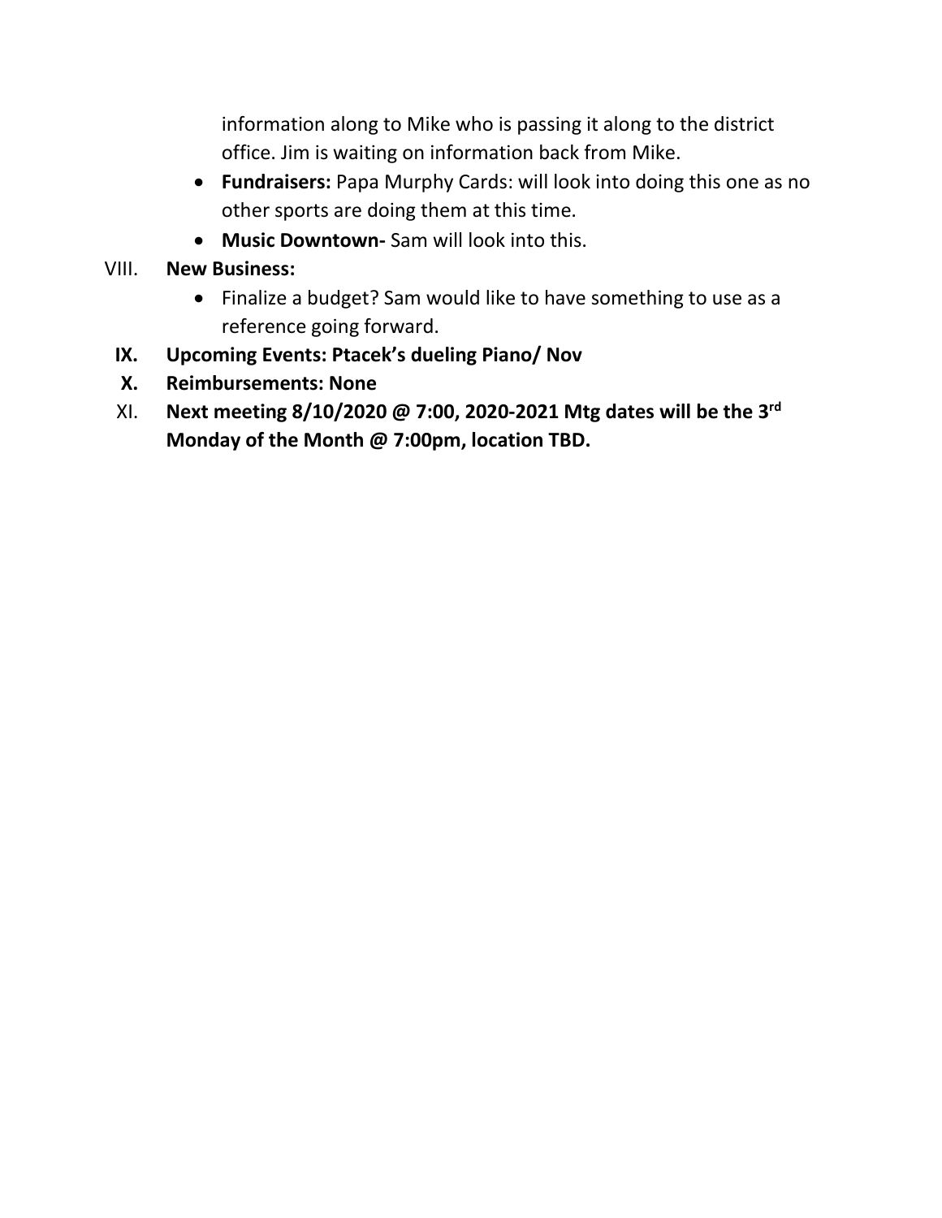information along to Mike who is passing it along to the district office. Jim is waiting on information back from Mike.

- **Fundraisers:** Papa Murphy Cards: will look into doing this one as no other sports are doing them at this time.
- **Music Downtown-** Sam will look into this.

VIII. **New Business:**

- Finalize a budget? Sam would like to have something to use as a reference going forward.

**IX. Upcoming Events: Ptacek's dueling Piano/ Nov**

**X. Reimbursements: None**

XI. **Next meeting 8/10/2020 @ 7:00, 2020-2021 Mtg dates will be the 3rd Monday of the Month @ 7:00pm, location TBD.**